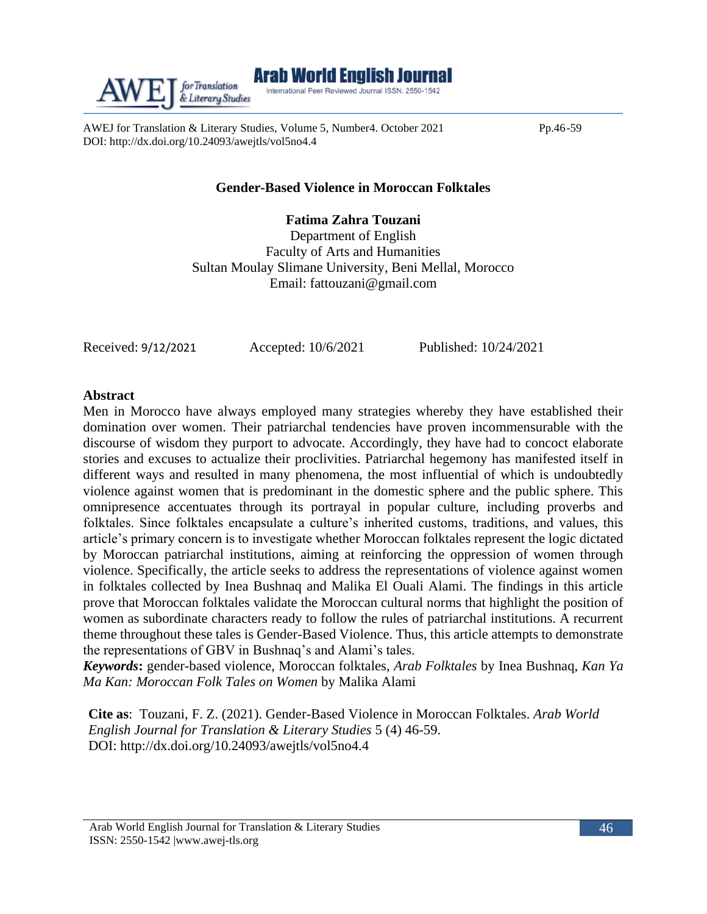# Gender-Based Violence in Moroccan Folktales

**Fatima Zahra Touzani**
Department of English
Faculty of Arts and Humanities
Sultan Moulay Slimane University, Beni Mellal, Morocco
Email: fattouzani@gmail.com

Received: 9/12/2021 Accepted: 10/6/2021 Published: 10/24/2021

## Abstract

Men in Morocco have always employed many strategies whereby they have established their domination over women. Their patriarchal tendencies have proven incommensurable with the discourse of wisdom they purport to advocate. Accordingly, they have had to concoct elaborate stories and excuses to actualize their proclivities. Patriarchal hegemony has manifested itself in different ways and resulted in many phenomena, the most influential of which is undoubtedly violence against women that is predominant in the domestic sphere and the public sphere. This omnipresence accentuates through its portrayal in popular culture, including proverbs and folktales. Since folktales encapsulate a culture's inherited customs, traditions, and values, this article's primary concern is to investigate whether Moroccan folktales represent the logic dictated by Moroccan patriarchal institutions, aiming at reinforcing the oppression of women through violence. Specifically, the article seeks to address the representations of violence against women in folktales collected by Inea Bushnaq and Malika El Ouali Alami. The findings in this article prove that Moroccan folktales validate the Moroccan cultural norms that highlight the position of women as subordinate characters ready to follow the rules of patriarchal institutions. A recurrent theme throughout these tales is Gender-Based Violence. Thus, this article attempts to demonstrate the representations of GBV in Bushnaq's and Alami's tales.

***Keywords*:** gender-based violence, Moroccan folktales, *Arab Folktales* by Inea Bushnaq, *Kan Ya Ma Kan: Moroccan Folk Tales on Women* by Malika Alami

**Cite as**: Touzani, F. Z. (2021). Gender-Based Violence in Moroccan Folktales. *Arab World English Journal for Translation & Literary Studies* 5 (4) 46-59.
DOI: http://dx.doi.org/10.24093/awejtls/vol5no4.4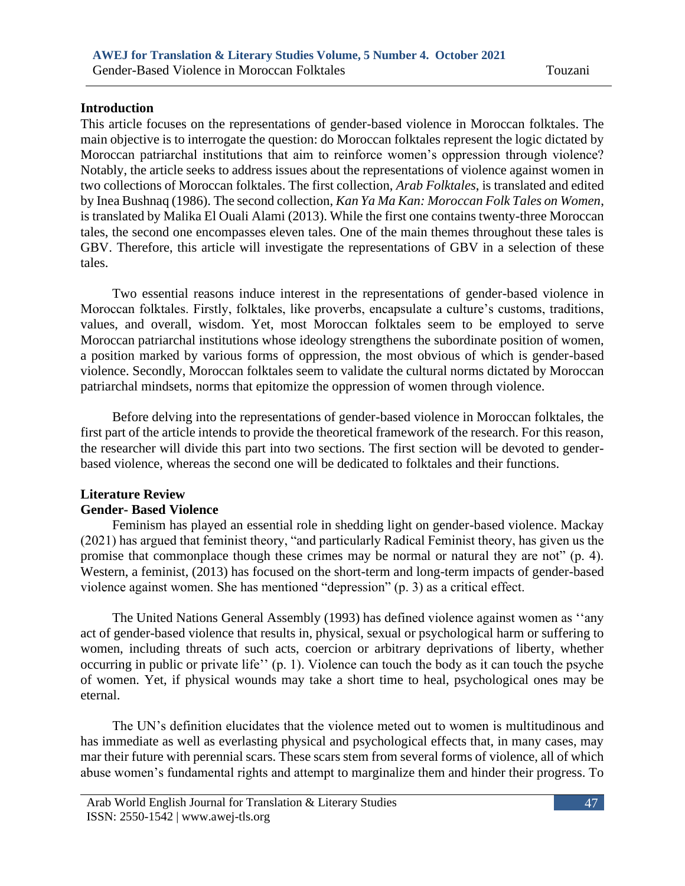## Introduction

This article focuses on the representations of gender-based violence in Moroccan folktales. The main objective is to interrogate the question: do Moroccan folktales represent the logic dictated by Moroccan patriarchal institutions that aim to reinforce women's oppression through violence? Notably, the article seeks to address issues about the representations of violence against women in two collections of Moroccan folktales. The first collection, *Arab Folktales*, is translated and edited by Inea Bushnaq (1986). The second collection, *Kan Ya Ma Kan: Moroccan Folk Tales on Women*, is translated by Malika El Ouali Alami (2013). While the first one contains twenty-three Moroccan tales, the second one encompasses eleven tales. One of the main themes throughout these tales is GBV. Therefore, this article will investigate the representations of GBV in a selection of these tales.

Two essential reasons induce interest in the representations of gender-based violence in Moroccan folktales. Firstly, folktales, like proverbs, encapsulate a culture's customs, traditions, values, and overall, wisdom. Yet, most Moroccan folktales seem to be employed to serve Moroccan patriarchal institutions whose ideology strengthens the subordinate position of women, a position marked by various forms of oppression, the most obvious of which is gender-based violence. Secondly, Moroccan folktales seem to validate the cultural norms dictated by Moroccan patriarchal mindsets, norms that epitomize the oppression of women through violence.

Before delving into the representations of gender-based violence in Moroccan folktales, the first part of the article intends to provide the theoretical framework of the research. For this reason, the researcher will divide this part into two sections. The first section will be devoted to gender-based violence, whereas the second one will be dedicated to folktales and their functions.

## Literature Review

### Gender- Based Violence

Feminism has played an essential role in shedding light on gender-based violence. Mackay (2021) has argued that feminist theory, "and particularly Radical Feminist theory, has given us the promise that commonplace though these crimes may be normal or natural they are not" (p. 4). Western, a feminist, (2013) has focused on the short-term and long-term impacts of gender-based violence against women. She has mentioned "depression" (p. 3) as a critical effect.

The United Nations General Assembly (1993) has defined violence against women as ''any act of gender-based violence that results in, physical, sexual or psychological harm or suffering to women, including threats of such acts, coercion or arbitrary deprivations of liberty, whether occurring in public or private life'' (p. 1). Violence can touch the body as it can touch the psyche of women. Yet, if physical wounds may take a short time to heal, psychological ones may be eternal.

The UN's definition elucidates that the violence meted out to women is multitudinous and has immediate as well as everlasting physical and psychological effects that, in many cases, may mar their future with perennial scars. These scars stem from several forms of violence, all of which abuse women's fundamental rights and attempt to marginalize them and hinder their progress. To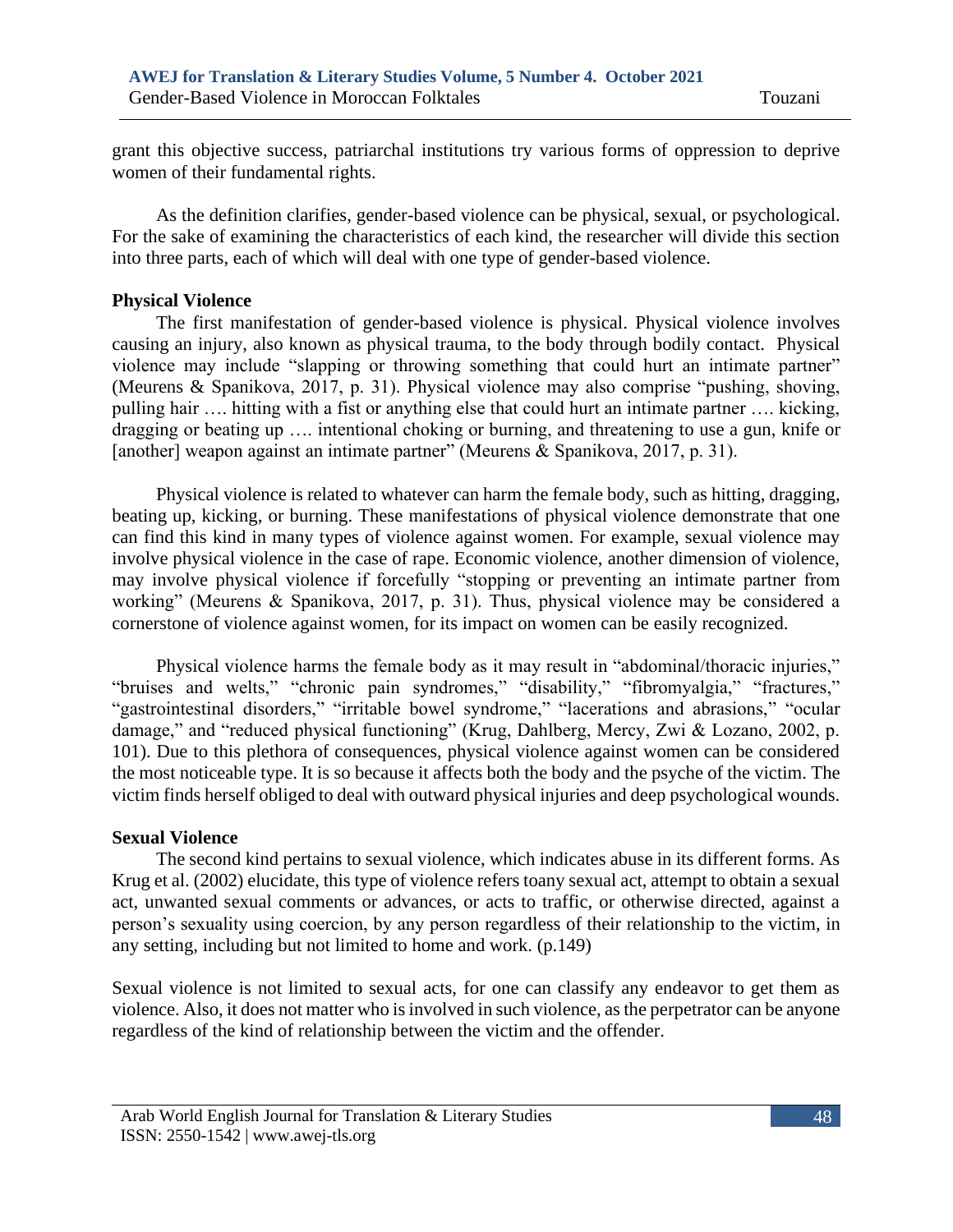grant this objective success, patriarchal institutions try various forms of oppression to deprive women of their fundamental rights.

As the definition clarifies, gender-based violence can be physical, sexual, or psychological. For the sake of examining the characteristics of each kind, the researcher will divide this section into three parts, each of which will deal with one type of gender-based violence.

**Physical Violence**

The first manifestation of gender-based violence is physical. Physical violence involves causing an injury, also known as physical trauma, to the body through bodily contact. Physical violence may include "slapping or throwing something that could hurt an intimate partner" (Meurens & Spanikova, 2017, p. 31). Physical violence may also comprise "pushing, shoving, pulling hair …. hitting with a fist or anything else that could hurt an intimate partner …. kicking, dragging or beating up …. intentional choking or burning, and threatening to use a gun, knife or [another] weapon against an intimate partner" (Meurens & Spanikova, 2017, p. 31).

Physical violence is related to whatever can harm the female body, such as hitting, dragging, beating up, kicking, or burning. These manifestations of physical violence demonstrate that one can find this kind in many types of violence against women. For example, sexual violence may involve physical violence in the case of rape. Economic violence, another dimension of violence, may involve physical violence if forcefully "stopping or preventing an intimate partner from working" (Meurens & Spanikova, 2017, p. 31). Thus, physical violence may be considered a cornerstone of violence against women, for its impact on women can be easily recognized.

Physical violence harms the female body as it may result in "abdominal/thoracic injuries," "bruises and welts," "chronic pain syndromes," "disability," "fibromyalgia," "fractures," "gastrointestinal disorders," "irritable bowel syndrome," "lacerations and abrasions," "ocular damage," and "reduced physical functioning" (Krug, Dahlberg, Mercy, Zwi & Lozano, 2002, p. 101). Due to this plethora of consequences, physical violence against women can be considered the most noticeable type. It is so because it affects both the body and the psyche of the victim. The victim finds herself obliged to deal with outward physical injuries and deep psychological wounds.

**Sexual Violence**

The second kind pertains to sexual violence, which indicates abuse in its different forms. As Krug et al. (2002) elucidate, this type of violence refers toany sexual act, attempt to obtain a sexual act, unwanted sexual comments or advances, or acts to traffic, or otherwise directed, against a person's sexuality using coercion, by any person regardless of their relationship to the victim, in any setting, including but not limited to home and work. (p.149)

Sexual violence is not limited to sexual acts, for one can classify any endeavor to get them as violence. Also, it does not matter who is involved in such violence, as the perpetrator can be anyone regardless of the kind of relationship between the victim and the offender.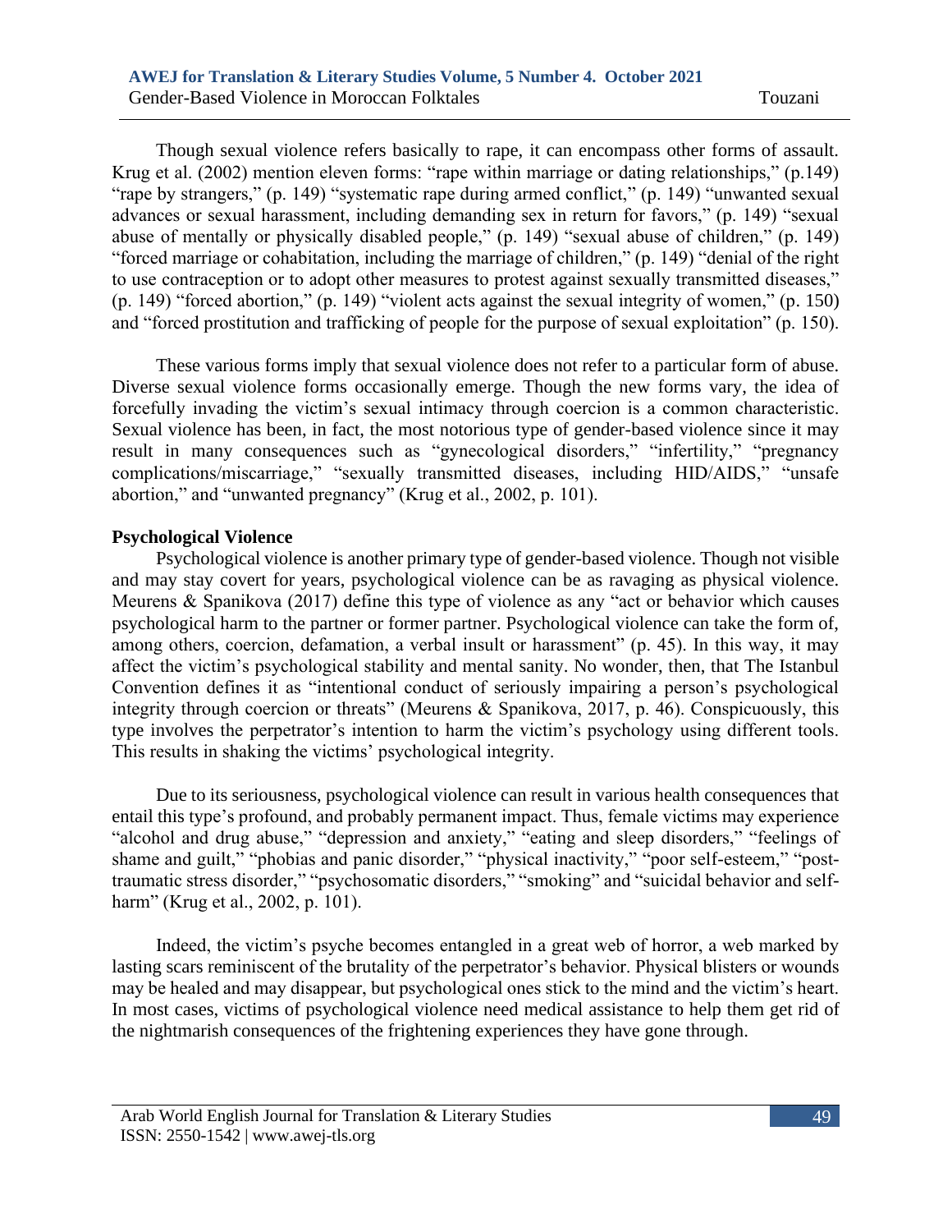Though sexual violence refers basically to rape, it can encompass other forms of assault. Krug et al. (2002) mention eleven forms: "rape within marriage or dating relationships," (p.149) "rape by strangers," (p. 149) "systematic rape during armed conflict," (p. 149) "unwanted sexual advances or sexual harassment, including demanding sex in return for favors," (p. 149) "sexual abuse of mentally or physically disabled people," (p. 149) "sexual abuse of children," (p. 149) "forced marriage or cohabitation, including the marriage of children," (p. 149) "denial of the right to use contraception or to adopt other measures to protest against sexually transmitted diseases," (p. 149) "forced abortion," (p. 149) "violent acts against the sexual integrity of women," (p. 150) and "forced prostitution and trafficking of people for the purpose of sexual exploitation" (p. 150).

These various forms imply that sexual violence does not refer to a particular form of abuse. Diverse sexual violence forms occasionally emerge. Though the new forms vary, the idea of forcefully invading the victim's sexual intimacy through coercion is a common characteristic. Sexual violence has been, in fact, the most notorious type of gender-based violence since it may result in many consequences such as "gynecological disorders," "infertility," "pregnancy complications/miscarriage," "sexually transmitted diseases, including HID/AIDS," "unsafe abortion," and "unwanted pregnancy" (Krug et al., 2002, p. 101).

**Psychological Violence**

Psychological violence is another primary type of gender-based violence. Though not visible and may stay covert for years, psychological violence can be as ravaging as physical violence. Meurens & Spanikova (2017) define this type of violence as any "act or behavior which causes psychological harm to the partner or former partner. Psychological violence can take the form of, among others, coercion, defamation, a verbal insult or harassment" (p. 45). In this way, it may affect the victim's psychological stability and mental sanity. No wonder, then, that The Istanbul Convention defines it as "intentional conduct of seriously impairing a person's psychological integrity through coercion or threats" (Meurens & Spanikova, 2017, p. 46). Conspicuously, this type involves the perpetrator's intention to harm the victim's psychology using different tools. This results in shaking the victims' psychological integrity.

Due to its seriousness, psychological violence can result in various health consequences that entail this type's profound, and probably permanent impact. Thus, female victims may experience "alcohol and drug abuse," "depression and anxiety," "eating and sleep disorders," "feelings of shame and guilt," "phobias and panic disorder," "physical inactivity," "poor self-esteem," "post-traumatic stress disorder," "psychosomatic disorders," "smoking" and "suicidal behavior and self-harm" (Krug et al., 2002, p. 101).

Indeed, the victim's psyche becomes entangled in a great web of horror, a web marked by lasting scars reminiscent of the brutality of the perpetrator's behavior. Physical blisters or wounds may be healed and may disappear, but psychological ones stick to the mind and the victim's heart. In most cases, victims of psychological violence need medical assistance to help them get rid of the nightmarish consequences of the frightening experiences they have gone through.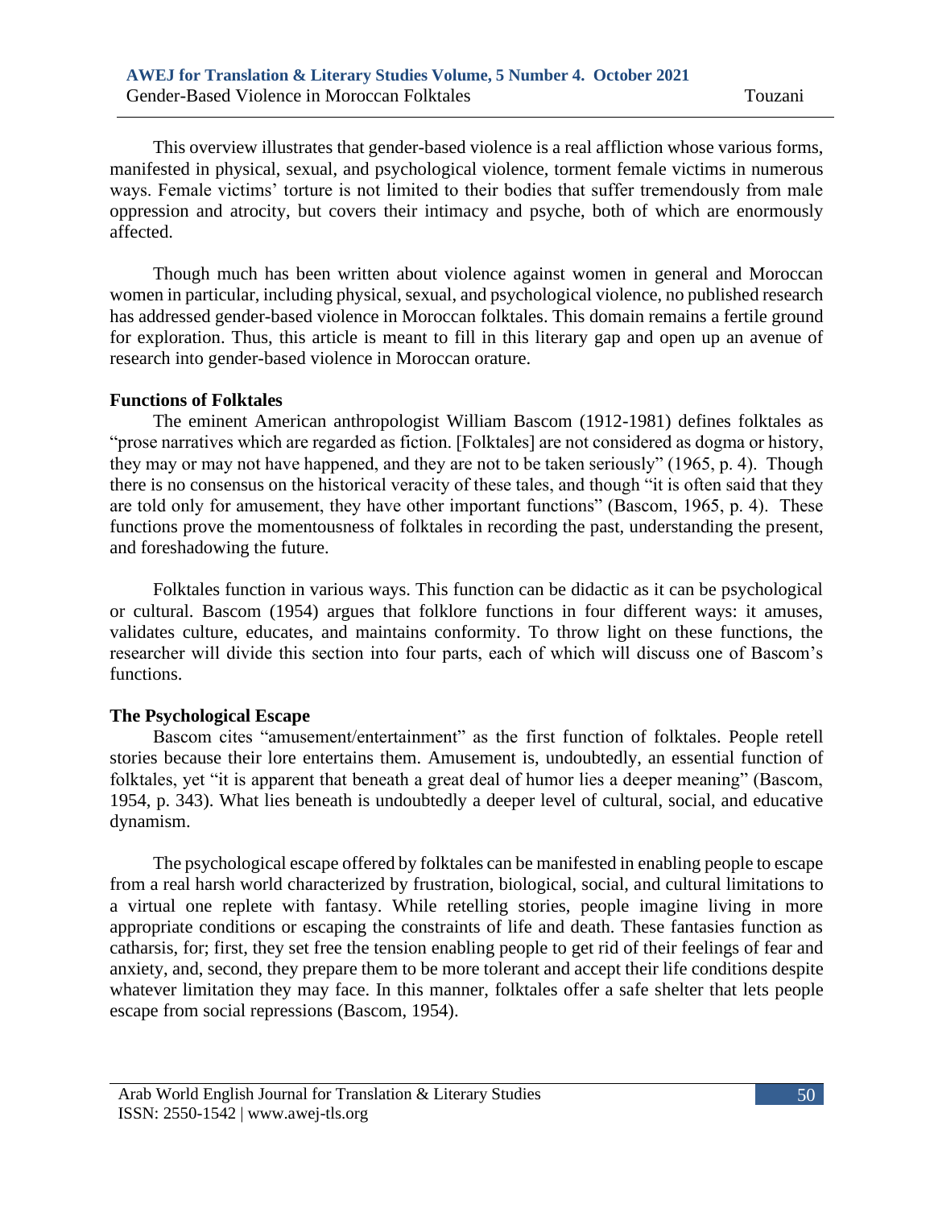This overview illustrates that gender-based violence is a real affliction whose various forms, manifested in physical, sexual, and psychological violence, torment female victims in numerous ways. Female victims' torture is not limited to their bodies that suffer tremendously from male oppression and atrocity, but covers their intimacy and psyche, both of which are enormously affected.

Though much has been written about violence against women in general and Moroccan women in particular, including physical, sexual, and psychological violence, no published research has addressed gender-based violence in Moroccan folktales. This domain remains a fertile ground for exploration. Thus, this article is meant to fill in this literary gap and open up an avenue of research into gender-based violence in Moroccan orature.

**Functions of Folktales**

The eminent American anthropologist William Bascom (1912-1981) defines folktales as "prose narratives which are regarded as fiction. [Folktales] are not considered as dogma or history, they may or may not have happened, and they are not to be taken seriously" (1965, p. 4). Though there is no consensus on the historical veracity of these tales, and though "it is often said that they are told only for amusement, they have other important functions" (Bascom, 1965, p. 4). These functions prove the momentousness of folktales in recording the past, understanding the present, and foreshadowing the future.

Folktales function in various ways. This function can be didactic as it can be psychological or cultural. Bascom (1954) argues that folklore functions in four different ways: it amuses, validates culture, educates, and maintains conformity. To throw light on these functions, the researcher will divide this section into four parts, each of which will discuss one of Bascom's functions.

**The Psychological Escape**

Bascom cites "amusement/entertainment" as the first function of folktales. People retell stories because their lore entertains them. Amusement is, undoubtedly, an essential function of folktales, yet "it is apparent that beneath a great deal of humor lies a deeper meaning" (Bascom, 1954, p. 343). What lies beneath is undoubtedly a deeper level of cultural, social, and educative dynamism.

The psychological escape offered by folktales can be manifested in enabling people to escape from a real harsh world characterized by frustration, biological, social, and cultural limitations to a virtual one replete with fantasy. While retelling stories, people imagine living in more appropriate conditions or escaping the constraints of life and death. These fantasies function as catharsis, for; first, they set free the tension enabling people to get rid of their feelings of fear and anxiety, and, second, they prepare them to be more tolerant and accept their life conditions despite whatever limitation they may face. In this manner, folktales offer a safe shelter that lets people escape from social repressions (Bascom, 1954).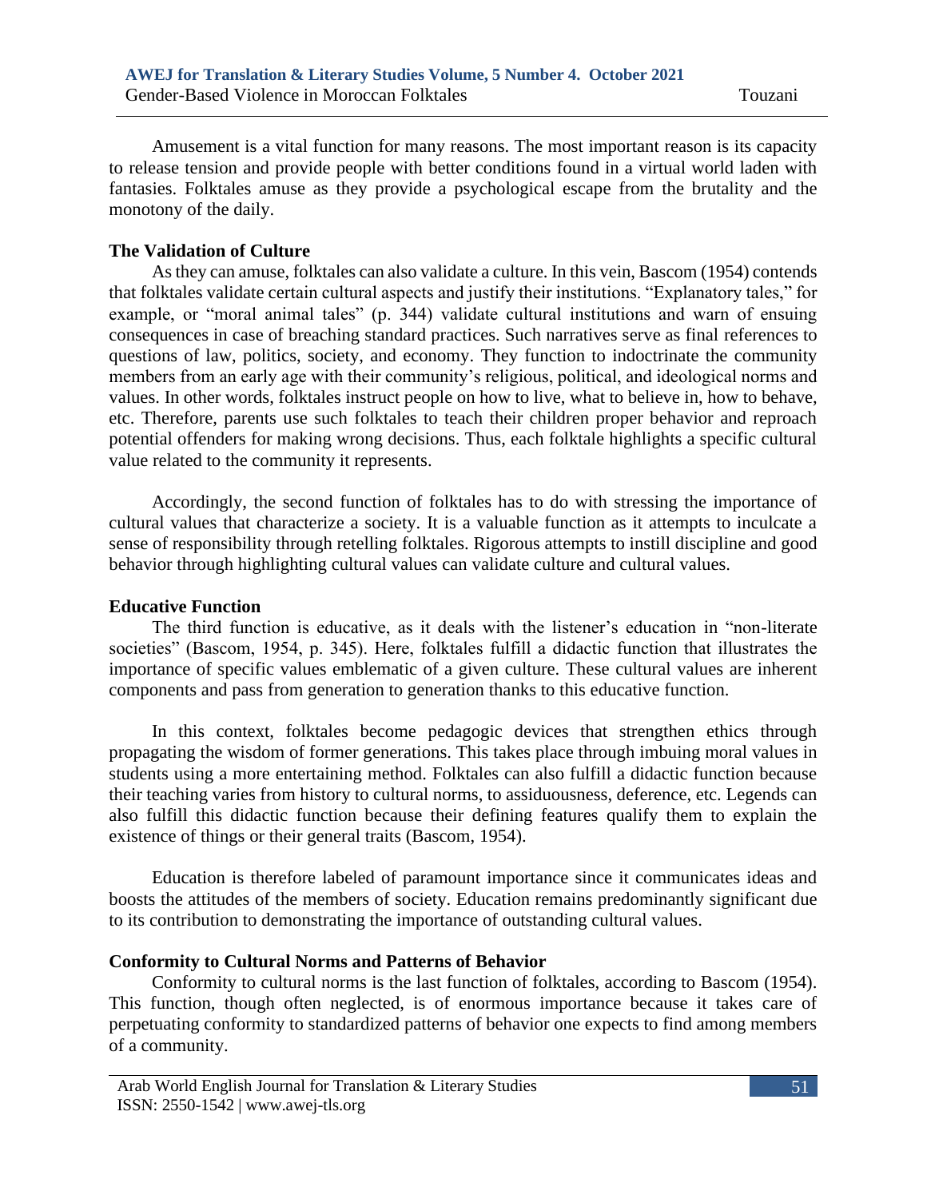Amusement is a vital function for many reasons. The most important reason is its capacity to release tension and provide people with better conditions found in a virtual world laden with fantasies. Folktales amuse as they provide a psychological escape from the brutality and the monotony of the daily.

### The Validation of Culture

As they can amuse, folktales can also validate a culture. In this vein, Bascom (1954) contends that folktales validate certain cultural aspects and justify their institutions. "Explanatory tales," for example, or "moral animal tales" (p. 344) validate cultural institutions and warn of ensuing consequences in case of breaching standard practices. Such narratives serve as final references to questions of law, politics, society, and economy. They function to indoctrinate the community members from an early age with their community's religious, political, and ideological norms and values. In other words, folktales instruct people on how to live, what to believe in, how to behave, etc. Therefore, parents use such folktales to teach their children proper behavior and reproach potential offenders for making wrong decisions. Thus, each folktale highlights a specific cultural value related to the community it represents.

Accordingly, the second function of folktales has to do with stressing the importance of cultural values that characterize a society. It is a valuable function as it attempts to inculcate a sense of responsibility through retelling folktales. Rigorous attempts to instill discipline and good behavior through highlighting cultural values can validate culture and cultural values.

### Educative Function

The third function is educative, as it deals with the listener's education in "non-literate societies" (Bascom, 1954, p. 345). Here, folktales fulfill a didactic function that illustrates the importance of specific values emblematic of a given culture. These cultural values are inherent components and pass from generation to generation thanks to this educative function.

In this context, folktales become pedagogic devices that strengthen ethics through propagating the wisdom of former generations. This takes place through imbuing moral values in students using a more entertaining method. Folktales can also fulfill a didactic function because their teaching varies from history to cultural norms, to assiduousness, deference, etc. Legends can also fulfill this didactic function because their defining features qualify them to explain the existence of things or their general traits (Bascom, 1954).

Education is therefore labeled of paramount importance since it communicates ideas and boosts the attitudes of the members of society. Education remains predominantly significant due to its contribution to demonstrating the importance of outstanding cultural values.

### Conformity to Cultural Norms and Patterns of Behavior

Conformity to cultural norms is the last function of folktales, according to Bascom (1954). This function, though often neglected, is of enormous importance because it takes care of perpetuating conformity to standardized patterns of behavior one expects to find among members of a community.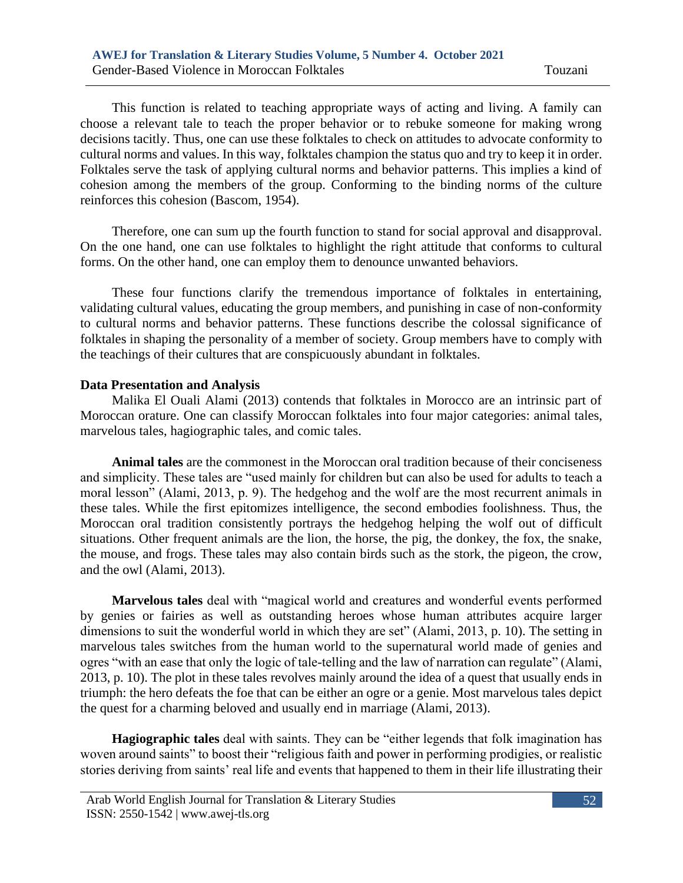This function is related to teaching appropriate ways of acting and living. A family can choose a relevant tale to teach the proper behavior or to rebuke someone for making wrong decisions tacitly. Thus, one can use these folktales to check on attitudes to advocate conformity to cultural norms and values. In this way, folktales champion the status quo and try to keep it in order. Folktales serve the task of applying cultural norms and behavior patterns. This implies a kind of cohesion among the members of the group. Conforming to the binding norms of the culture reinforces this cohesion (Bascom, 1954).

Therefore, one can sum up the fourth function to stand for social approval and disapproval. On the one hand, one can use folktales to highlight the right attitude that conforms to cultural forms. On the other hand, one can employ them to denounce unwanted behaviors.

These four functions clarify the tremendous importance of folktales in entertaining, validating cultural values, educating the group members, and punishing in case of non-conformity to cultural norms and behavior patterns. These functions describe the colossal significance of folktales in shaping the personality of a member of society. Group members have to comply with the teachings of their cultures that are conspicuously abundant in folktales.

## Data Presentation and Analysis

Malika El Ouali Alami (2013) contends that folktales in Morocco are an intrinsic part of Moroccan orature. One can classify Moroccan folktales into four major categories: animal tales, marvelous tales, hagiographic tales, and comic tales.

**Animal tales** are the commonest in the Moroccan oral tradition because of their conciseness and simplicity. These tales are "used mainly for children but can also be used for adults to teach a moral lesson" (Alami, 2013, p. 9). The hedgehog and the wolf are the most recurrent animals in these tales. While the first epitomizes intelligence, the second embodies foolishness. Thus, the Moroccan oral tradition consistently portrays the hedgehog helping the wolf out of difficult situations. Other frequent animals are the lion, the horse, the pig, the donkey, the fox, the snake, the mouse, and frogs. These tales may also contain birds such as the stork, the pigeon, the crow, and the owl (Alami, 2013).

**Marvelous tales** deal with "magical world and creatures and wonderful events performed by genies or fairies as well as outstanding heroes whose human attributes acquire larger dimensions to suit the wonderful world in which they are set" (Alami, 2013, p. 10). The setting in marvelous tales switches from the human world to the supernatural world made of genies and ogres "with an ease that only the logic of tale-telling and the law of narration can regulate" (Alami, 2013, p. 10). The plot in these tales revolves mainly around the idea of a quest that usually ends in triumph: the hero defeats the foe that can be either an ogre or a genie. Most marvelous tales depict the quest for a charming beloved and usually end in marriage (Alami, 2013).

**Hagiographic tales** deal with saints. They can be "either legends that folk imagination has woven around saints" to boost their "religious faith and power in performing prodigies, or realistic stories deriving from saints' real life and events that happened to them in their life illustrating their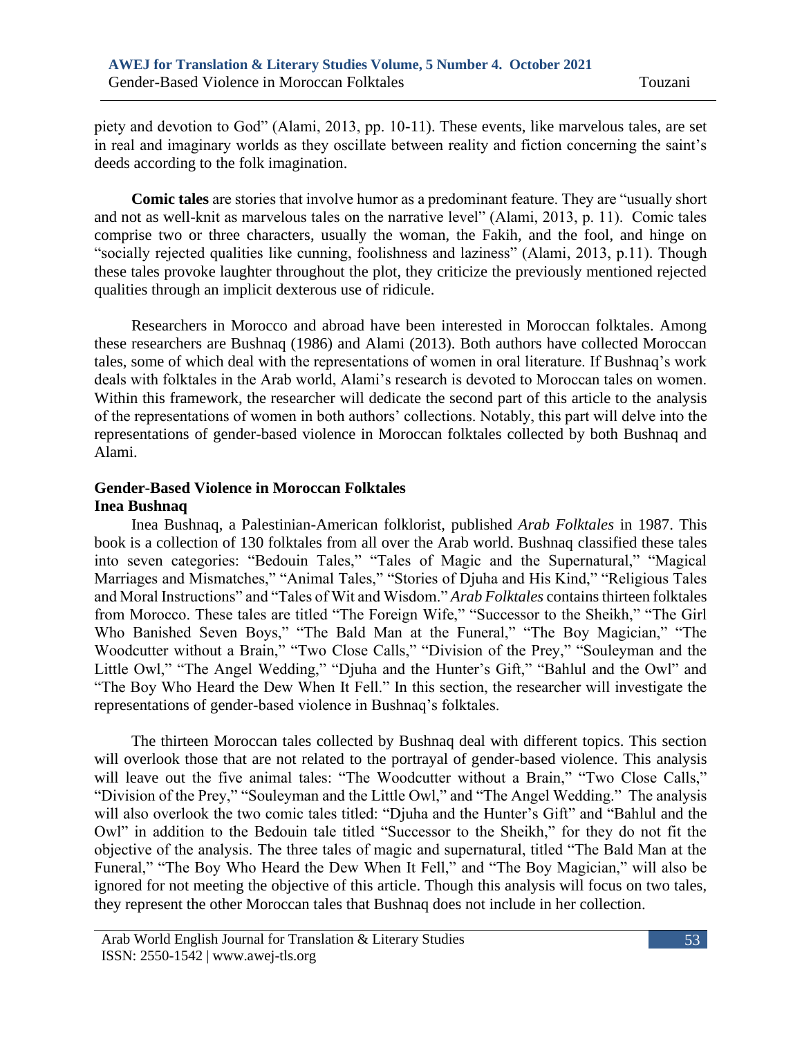piety and devotion to God" (Alami, 2013, pp. 10-11). These events, like marvelous tales, are set in real and imaginary worlds as they oscillate between reality and fiction concerning the saint's deeds according to the folk imagination.

**Comic tales** are stories that involve humor as a predominant feature. They are "usually short and not as well-knit as marvelous tales on the narrative level" (Alami, 2013, p. 11). Comic tales comprise two or three characters, usually the woman, the Fakih, and the fool, and hinge on "socially rejected qualities like cunning, foolishness and laziness" (Alami, 2013, p.11). Though these tales provoke laughter throughout the plot, they criticize the previously mentioned rejected qualities through an implicit dexterous use of ridicule.

Researchers in Morocco and abroad have been interested in Moroccan folktales. Among these researchers are Bushnaq (1986) and Alami (2013). Both authors have collected Moroccan tales, some of which deal with the representations of women in oral literature. If Bushnaq's work deals with folktales in the Arab world, Alami's research is devoted to Moroccan tales on women. Within this framework, the researcher will dedicate the second part of this article to the analysis of the representations of women in both authors' collections. Notably, this part will delve into the representations of gender-based violence in Moroccan folktales collected by both Bushnaq and Alami.

## Gender-Based Violence in Moroccan Folktales

### Inea Bushnaq

Inea Bushnaq, a Palestinian-American folklorist, published *Arab Folktales* in 1987. This book is a collection of 130 folktales from all over the Arab world. Bushnaq classified these tales into seven categories: "Bedouin Tales," "Tales of Magic and the Supernatural," "Magical Marriages and Mismatches," "Animal Tales," "Stories of Djuha and His Kind," "Religious Tales and Moral Instructions" and "Tales of Wit and Wisdom." *Arab Folktales* contains thirteen folktales from Morocco. These tales are titled "The Foreign Wife," "Successor to the Sheikh," "The Girl Who Banished Seven Boys," "The Bald Man at the Funeral," "The Boy Magician," "The Woodcutter without a Brain," "Two Close Calls," "Division of the Prey," "Souleyman and the Little Owl," "The Angel Wedding," "Djuha and the Hunter's Gift," "Bahlul and the Owl" and "The Boy Who Heard the Dew When It Fell." In this section, the researcher will investigate the representations of gender-based violence in Bushnaq's folktales.

The thirteen Moroccan tales collected by Bushnaq deal with different topics. This section will overlook those that are not related to the portrayal of gender-based violence. This analysis will leave out the five animal tales: "The Woodcutter without a Brain," "Two Close Calls," "Division of the Prey," "Souleyman and the Little Owl," and "The Angel Wedding." The analysis will also overlook the two comic tales titled: "Djuha and the Hunter's Gift" and "Bahlul and the Owl" in addition to the Bedouin tale titled "Successor to the Sheikh," for they do not fit the objective of the analysis. The three tales of magic and supernatural, titled "The Bald Man at the Funeral," "The Boy Who Heard the Dew When It Fell," and "The Boy Magician," will also be ignored for not meeting the objective of this article. Though this analysis will focus on two tales, they represent the other Moroccan tales that Bushnaq does not include in her collection.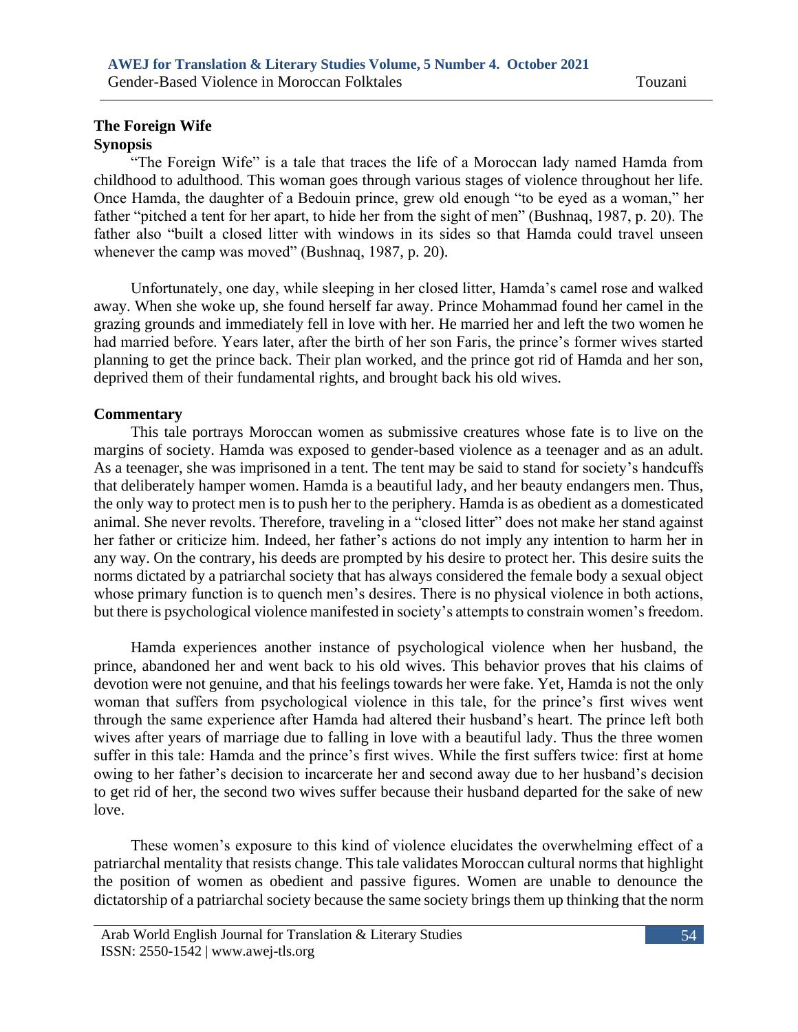## The Foreign Wife

### Synopsis

"The Foreign Wife" is a tale that traces the life of a Moroccan lady named Hamda from childhood to adulthood. This woman goes through various stages of violence throughout her life. Once Hamda, the daughter of a Bedouin prince, grew old enough "to be eyed as a woman," her father "pitched a tent for her apart, to hide her from the sight of men" (Bushnaq, 1987, p. 20). The father also "built a closed litter with windows in its sides so that Hamda could travel unseen whenever the camp was moved" (Bushnaq, 1987, p. 20).

Unfortunately, one day, while sleeping in her closed litter, Hamda's camel rose and walked away. When she woke up, she found herself far away. Prince Mohammad found her camel in the grazing grounds and immediately fell in love with her. He married her and left the two women he had married before. Years later, after the birth of her son Faris, the prince's former wives started planning to get the prince back. Their plan worked, and the prince got rid of Hamda and her son, deprived them of their fundamental rights, and brought back his old wives.

### Commentary

This tale portrays Moroccan women as submissive creatures whose fate is to live on the margins of society. Hamda was exposed to gender-based violence as a teenager and as an adult. As a teenager, she was imprisoned in a tent. The tent may be said to stand for society's handcuffs that deliberately hamper women. Hamda is a beautiful lady, and her beauty endangers men. Thus, the only way to protect men is to push her to the periphery. Hamda is as obedient as a domesticated animal. She never revolts. Therefore, traveling in a "closed litter" does not make her stand against her father or criticize him. Indeed, her father's actions do not imply any intention to harm her in any way. On the contrary, his deeds are prompted by his desire to protect her. This desire suits the norms dictated by a patriarchal society that has always considered the female body a sexual object whose primary function is to quench men's desires. There is no physical violence in both actions, but there is psychological violence manifested in society's attempts to constrain women's freedom.

Hamda experiences another instance of psychological violence when her husband, the prince, abandoned her and went back to his old wives. This behavior proves that his claims of devotion were not genuine, and that his feelings towards her were fake. Yet, Hamda is not the only woman that suffers from psychological violence in this tale, for the prince's first wives went through the same experience after Hamda had altered their husband's heart. The prince left both wives after years of marriage due to falling in love with a beautiful lady. Thus the three women suffer in this tale: Hamda and the prince's first wives. While the first suffers twice: first at home owing to her father's decision to incarcerate her and second away due to her husband's decision to get rid of her, the second two wives suffer because their husband departed for the sake of new love.

These women's exposure to this kind of violence elucidates the overwhelming effect of a patriarchal mentality that resists change. This tale validates Moroccan cultural norms that highlight the position of women as obedient and passive figures. Women are unable to denounce the dictatorship of a patriarchal society because the same society brings them up thinking that the norm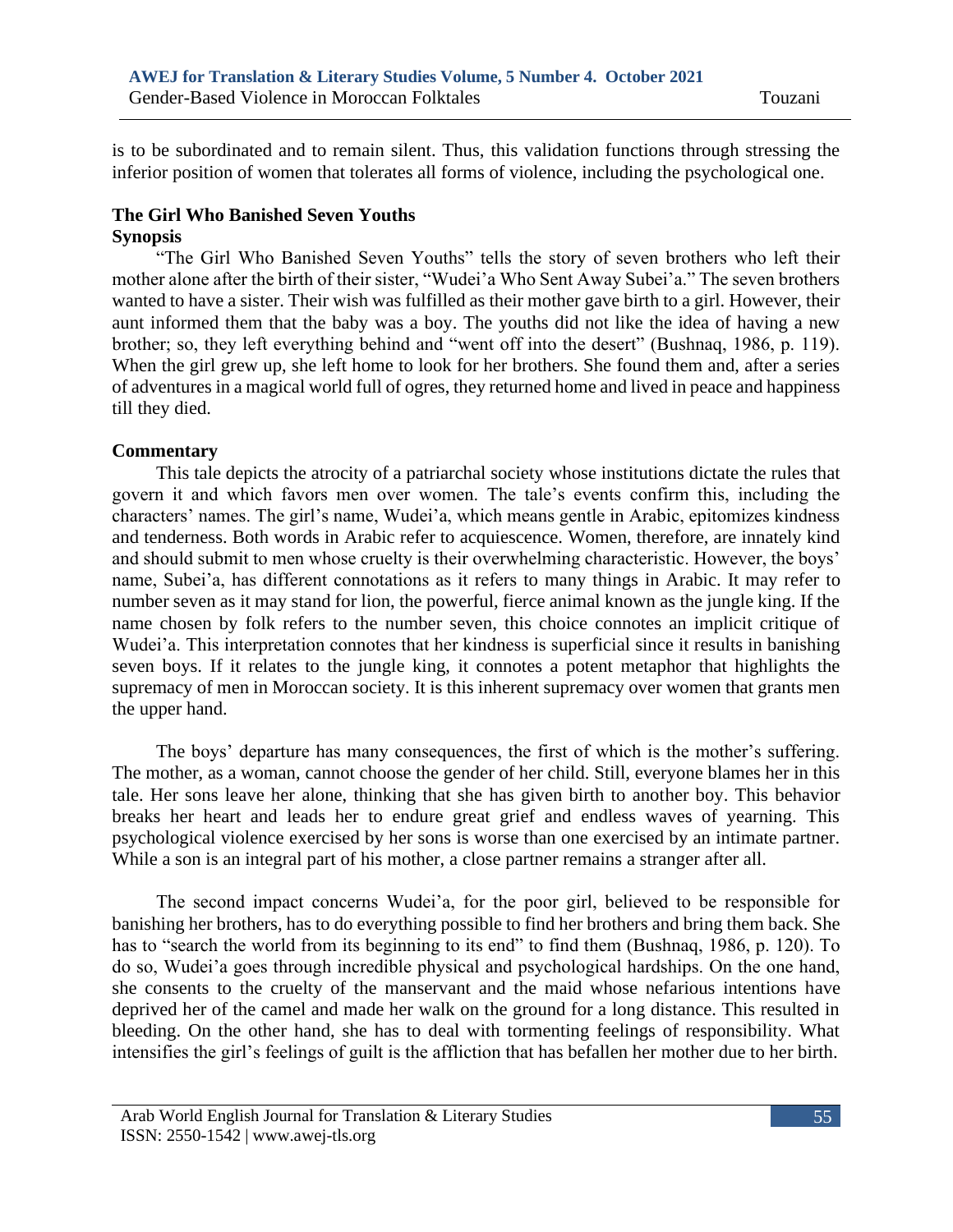is to be subordinated and to remain silent. Thus, this validation functions through stressing the inferior position of women that tolerates all forms of violence, including the psychological one.

### The Girl Who Banished Seven Youths

#### Synopsis

"The Girl Who Banished Seven Youths" tells the story of seven brothers who left their mother alone after the birth of their sister, "Wudei'a Who Sent Away Subei'a." The seven brothers wanted to have a sister. Their wish was fulfilled as their mother gave birth to a girl. However, their aunt informed them that the baby was a boy. The youths did not like the idea of having a new brother; so, they left everything behind and "went off into the desert" (Bushnaq, 1986, p. 119). When the girl grew up, she left home to look for her brothers. She found them and, after a series of adventures in a magical world full of ogres, they returned home and lived in peace and happiness till they died.

#### Commentary

This tale depicts the atrocity of a patriarchal society whose institutions dictate the rules that govern it and which favors men over women. The tale's events confirm this, including the characters' names. The girl's name, Wudei'a, which means gentle in Arabic, epitomizes kindness and tenderness. Both words in Arabic refer to acquiescence. Women, therefore, are innately kind and should submit to men whose cruelty is their overwhelming characteristic. However, the boys' name, Subei'a, has different connotations as it refers to many things in Arabic. It may refer to number seven as it may stand for lion, the powerful, fierce animal known as the jungle king. If the name chosen by folk refers to the number seven, this choice connotes an implicit critique of Wudei'a. This interpretation connotes that her kindness is superficial since it results in banishing seven boys. If it relates to the jungle king, it connotes a potent metaphor that highlights the supremacy of men in Moroccan society. It is this inherent supremacy over women that grants men the upper hand.

The boys' departure has many consequences, the first of which is the mother's suffering. The mother, as a woman, cannot choose the gender of her child. Still, everyone blames her in this tale. Her sons leave her alone, thinking that she has given birth to another boy. This behavior breaks her heart and leads her to endure great grief and endless waves of yearning. This psychological violence exercised by her sons is worse than one exercised by an intimate partner. While a son is an integral part of his mother, a close partner remains a stranger after all.

The second impact concerns Wudei'a, for the poor girl, believed to be responsible for banishing her brothers, has to do everything possible to find her brothers and bring them back. She has to "search the world from its beginning to its end" to find them (Bushnaq, 1986, p. 120). To do so, Wudei'a goes through incredible physical and psychological hardships. On the one hand, she consents to the cruelty of the manservant and the maid whose nefarious intentions have deprived her of the camel and made her walk on the ground for a long distance. This resulted in bleeding. On the other hand, she has to deal with tormenting feelings of responsibility. What intensifies the girl's feelings of guilt is the affliction that has befallen her mother due to her birth.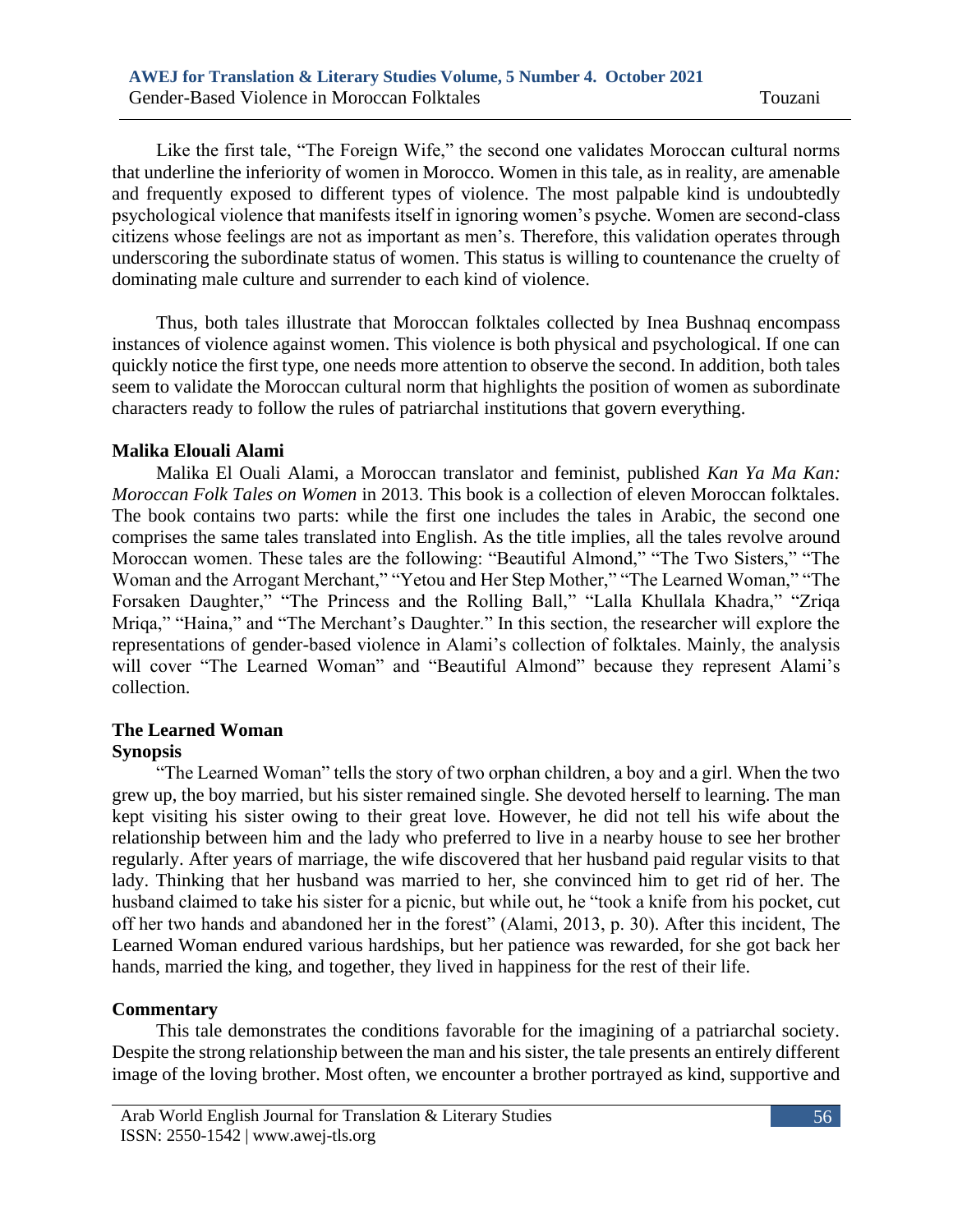Like the first tale, "The Foreign Wife," the second one validates Moroccan cultural norms that underline the inferiority of women in Morocco. Women in this tale, as in reality, are amenable and frequently exposed to different types of violence. The most palpable kind is undoubtedly psychological violence that manifests itself in ignoring women's psyche. Women are second-class citizens whose feelings are not as important as men's. Therefore, this validation operates through underscoring the subordinate status of women. This status is willing to countenance the cruelty of dominating male culture and surrender to each kind of violence.

Thus, both tales illustrate that Moroccan folktales collected by Inea Bushnaq encompass instances of violence against women. This violence is both physical and psychological. If one can quickly notice the first type, one needs more attention to observe the second. In addition, both tales seem to validate the Moroccan cultural norm that highlights the position of women as subordinate characters ready to follow the rules of patriarchal institutions that govern everything.

### Malika Elouali Alami

Malika El Ouali Alami, a Moroccan translator and feminist, published *Kan Ya Ma Kan: Moroccan Folk Tales on Women* in 2013. This book is a collection of eleven Moroccan folktales. The book contains two parts: while the first one includes the tales in Arabic, the second one comprises the same tales translated into English. As the title implies, all the tales revolve around Moroccan women. These tales are the following: "Beautiful Almond," "The Two Sisters," "The Woman and the Arrogant Merchant," "Yetou and Her Step Mother," "The Learned Woman," "The Forsaken Daughter," "The Princess and the Rolling Ball," "Lalla Khullala Khadra," "Zriqa Mriqa," "Haina," and "The Merchant's Daughter." In this section, the researcher will explore the representations of gender-based violence in Alami's collection of folktales. Mainly, the analysis will cover "The Learned Woman" and "Beautiful Almond" because they represent Alami's collection.

### The Learned Woman

#### Synopsis

"The Learned Woman" tells the story of two orphan children, a boy and a girl. When the two grew up, the boy married, but his sister remained single. She devoted herself to learning. The man kept visiting his sister owing to their great love. However, he did not tell his wife about the relationship between him and the lady who preferred to live in a nearby house to see her brother regularly. After years of marriage, the wife discovered that her husband paid regular visits to that lady. Thinking that her husband was married to her, she convinced him to get rid of her. The husband claimed to take his sister for a picnic, but while out, he "took a knife from his pocket, cut off her two hands and abandoned her in the forest" (Alami, 2013, p. 30). After this incident, The Learned Woman endured various hardships, but her patience was rewarded, for she got back her hands, married the king, and together, they lived in happiness for the rest of their life.

#### Commentary

This tale demonstrates the conditions favorable for the imagining of a patriarchal society. Despite the strong relationship between the man and his sister, the tale presents an entirely different image of the loving brother. Most often, we encounter a brother portrayed as kind, supportive and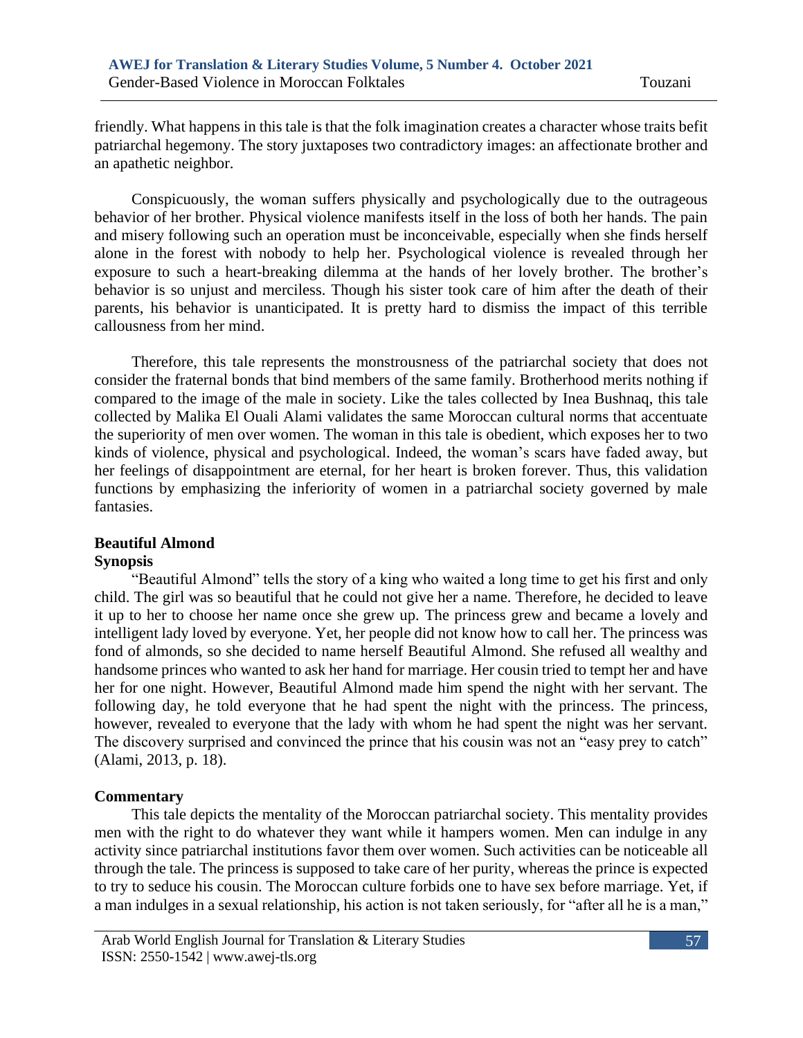friendly. What happens in this tale is that the folk imagination creates a character whose traits befit patriarchal hegemony. The story juxtaposes two contradictory images: an affectionate brother and an apathetic neighbor.

Conspicuously, the woman suffers physically and psychologically due to the outrageous behavior of her brother. Physical violence manifests itself in the loss of both her hands. The pain and misery following such an operation must be inconceivable, especially when she finds herself alone in the forest with nobody to help her. Psychological violence is revealed through her exposure to such a heart-breaking dilemma at the hands of her lovely brother. The brother's behavior is so unjust and merciless. Though his sister took care of him after the death of their parents, his behavior is unanticipated. It is pretty hard to dismiss the impact of this terrible callousness from her mind.

Therefore, this tale represents the monstrousness of the patriarchal society that does not consider the fraternal bonds that bind members of the same family. Brotherhood merits nothing if compared to the image of the male in society. Like the tales collected by Inea Bushnaq, this tale collected by Malika El Ouali Alami validates the same Moroccan cultural norms that accentuate the superiority of men over women. The woman in this tale is obedient, which exposes her to two kinds of violence, physical and psychological. Indeed, the woman's scars have faded away, but her feelings of disappointment are eternal, for her heart is broken forever. Thus, this validation functions by emphasizing the inferiority of women in a patriarchal society governed by male fantasies.

## Beautiful Almond

### Synopsis

"Beautiful Almond" tells the story of a king who waited a long time to get his first and only child. The girl was so beautiful that he could not give her a name. Therefore, he decided to leave it up to her to choose her name once she grew up. The princess grew and became a lovely and intelligent lady loved by everyone. Yet, her people did not know how to call her. The princess was fond of almonds, so she decided to name herself Beautiful Almond. She refused all wealthy and handsome princes who wanted to ask her hand for marriage. Her cousin tried to tempt her and have her for one night. However, Beautiful Almond made him spend the night with her servant. The following day, he told everyone that he had spent the night with the princess. The princess, however, revealed to everyone that the lady with whom he had spent the night was her servant. The discovery surprised and convinced the prince that his cousin was not an "easy prey to catch" (Alami, 2013, p. 18).

### Commentary

This tale depicts the mentality of the Moroccan patriarchal society. This mentality provides men with the right to do whatever they want while it hampers women. Men can indulge in any activity since patriarchal institutions favor them over women. Such activities can be noticeable all through the tale. The princess is supposed to take care of her purity, whereas the prince is expected to try to seduce his cousin. The Moroccan culture forbids one to have sex before marriage. Yet, if a man indulges in a sexual relationship, his action is not taken seriously, for "after all he is a man,"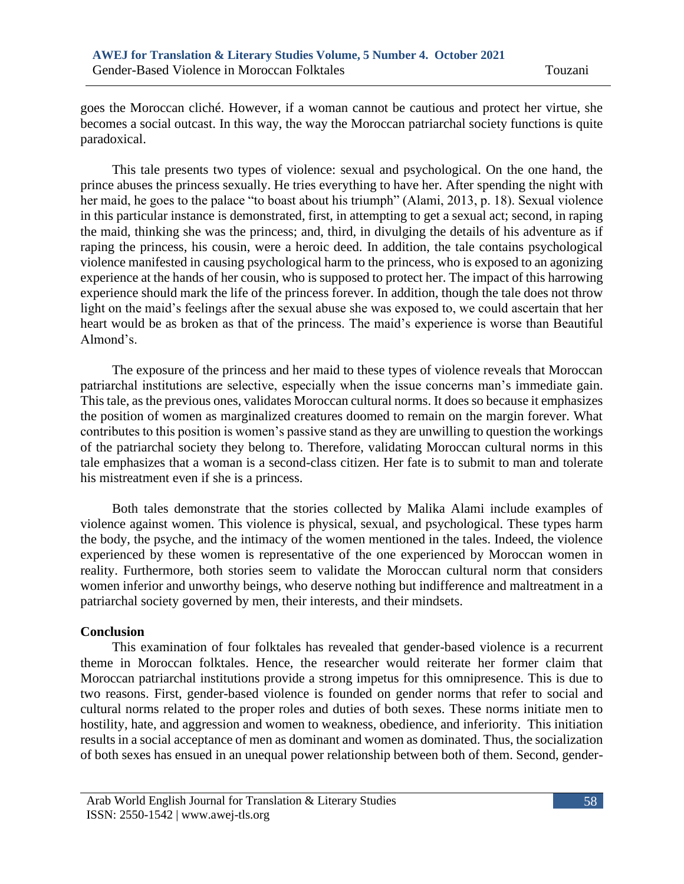goes the Moroccan cliché. However, if a woman cannot be cautious and protect her virtue, she becomes a social outcast. In this way, the way the Moroccan patriarchal society functions is quite paradoxical.

This tale presents two types of violence: sexual and psychological. On the one hand, the prince abuses the princess sexually. He tries everything to have her. After spending the night with her maid, he goes to the palace "to boast about his triumph" (Alami, 2013, p. 18). Sexual violence in this particular instance is demonstrated, first, in attempting to get a sexual act; second, in raping the maid, thinking she was the princess; and, third, in divulging the details of his adventure as if raping the princess, his cousin, were a heroic deed. In addition, the tale contains psychological violence manifested in causing psychological harm to the princess, who is exposed to an agonizing experience at the hands of her cousin, who is supposed to protect her. The impact of this harrowing experience should mark the life of the princess forever. In addition, though the tale does not throw light on the maid's feelings after the sexual abuse she was exposed to, we could ascertain that her heart would be as broken as that of the princess. The maid's experience is worse than Beautiful Almond's.

The exposure of the princess and her maid to these types of violence reveals that Moroccan patriarchal institutions are selective, especially when the issue concerns man's immediate gain. This tale, as the previous ones, validates Moroccan cultural norms. It does so because it emphasizes the position of women as marginalized creatures doomed to remain on the margin forever. What contributes to this position is women's passive stand as they are unwilling to question the workings of the patriarchal society they belong to. Therefore, validating Moroccan cultural norms in this tale emphasizes that a woman is a second-class citizen. Her fate is to submit to man and tolerate his mistreatment even if she is a princess.

Both tales demonstrate that the stories collected by Malika Alami include examples of violence against women. This violence is physical, sexual, and psychological. These types harm the body, the psyche, and the intimacy of the women mentioned in the tales. Indeed, the violence experienced by these women is representative of the one experienced by Moroccan women in reality. Furthermore, both stories seem to validate the Moroccan cultural norm that considers women inferior and unworthy beings, who deserve nothing but indifference and maltreatment in a patriarchal society governed by men, their interests, and their mindsets.

## Conclusion

This examination of four folktales has revealed that gender-based violence is a recurrent theme in Moroccan folktales. Hence, the researcher would reiterate her former claim that Moroccan patriarchal institutions provide a strong impetus for this omnipresence. This is due to two reasons. First, gender-based violence is founded on gender norms that refer to social and cultural norms related to the proper roles and duties of both sexes. These norms initiate men to hostility, hate, and aggression and women to weakness, obedience, and inferiority. This initiation results in a social acceptance of men as dominant and women as dominated. Thus, the socialization of both sexes has ensued in an unequal power relationship between both of them. Second, gender-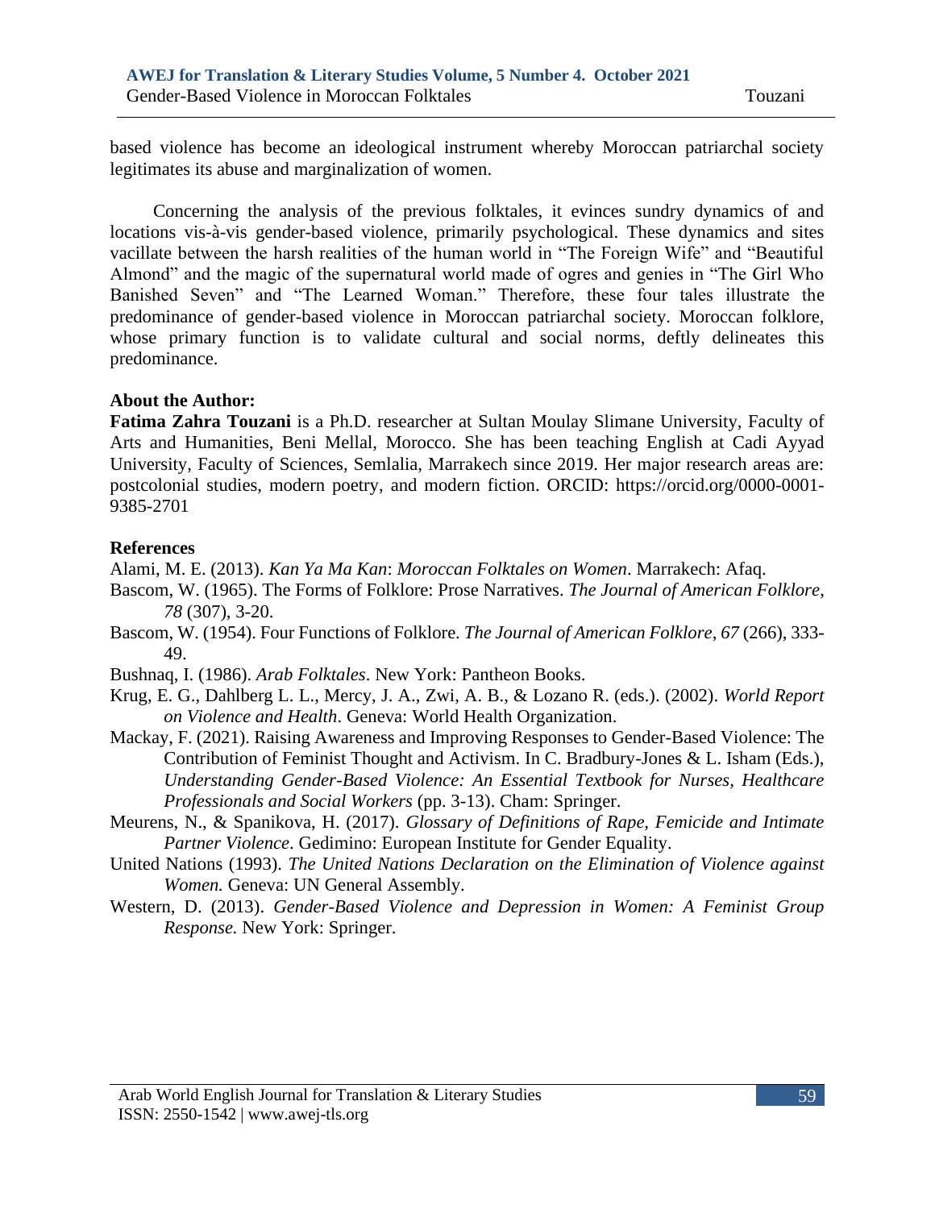based violence has become an ideological instrument whereby Moroccan patriarchal society legitimates its abuse and marginalization of women.

Concerning the analysis of the previous folktales, it evinces sundry dynamics of and locations vis-à-vis gender-based violence, primarily psychological. These dynamics and sites vacillate between the harsh realities of the human world in "The Foreign Wife" and "Beautiful Almond" and the magic of the supernatural world made of ogres and genies in "The Girl Who Banished Seven" and "The Learned Woman." Therefore, these four tales illustrate the predominance of gender-based violence in Moroccan patriarchal society. Moroccan folklore, whose primary function is to validate cultural and social norms, deftly delineates this predominance.

**About the Author:**

**Fatima Zahra Touzani** is a Ph.D. researcher at Sultan Moulay Slimane University, Faculty of Arts and Humanities, Beni Mellal, Morocco. She has been teaching English at Cadi Ayyad University, Faculty of Sciences, Semlalia, Marrakech since 2019. Her major research areas are: postcolonial studies, modern poetry, and modern fiction. ORCID: https://orcid.org/0000-0001-9385-2701

**References**

Alami, M. E. (2013). *Kan Ya Ma Kan*: *Moroccan Folktales on Women*. Marrakech: Afaq.

Bascom, W. (1965). The Forms of Folklore: Prose Narratives. *The Journal of American Folklore*, *78* (307), 3-20.

Bascom, W. (1954). Four Functions of Folklore. *The Journal of American Folklore*, *67* (266), 333-49.

Bushnaq, I. (1986). *Arab Folktales*. New York: Pantheon Books.

Krug, E. G., Dahlberg L. L., Mercy, J. A., Zwi, A. B., & Lozano R. (eds.). (2002). *World Report on Violence and Health*. Geneva: World Health Organization.

Mackay, F. (2021). Raising Awareness and Improving Responses to Gender-Based Violence: The Contribution of Feminist Thought and Activism. In C. Bradbury-Jones & L. Isham (Eds.), *Understanding Gender-Based Violence: An Essential Textbook for Nurses, Healthcare Professionals and Social Workers* (pp. 3-13). Cham: Springer.

Meurens, N., & Spanikova, H. (2017). *Glossary of Definitions of Rape, Femicide and Intimate Partner Violence*. Gedimino: European Institute for Gender Equality.

United Nations (1993). *The United Nations Declaration on the Elimination of Violence against Women.* Geneva: UN General Assembly.

Western, D. (2013). *Gender-Based Violence and Depression in Women: A Feminist Group Response.* New York: Springer.